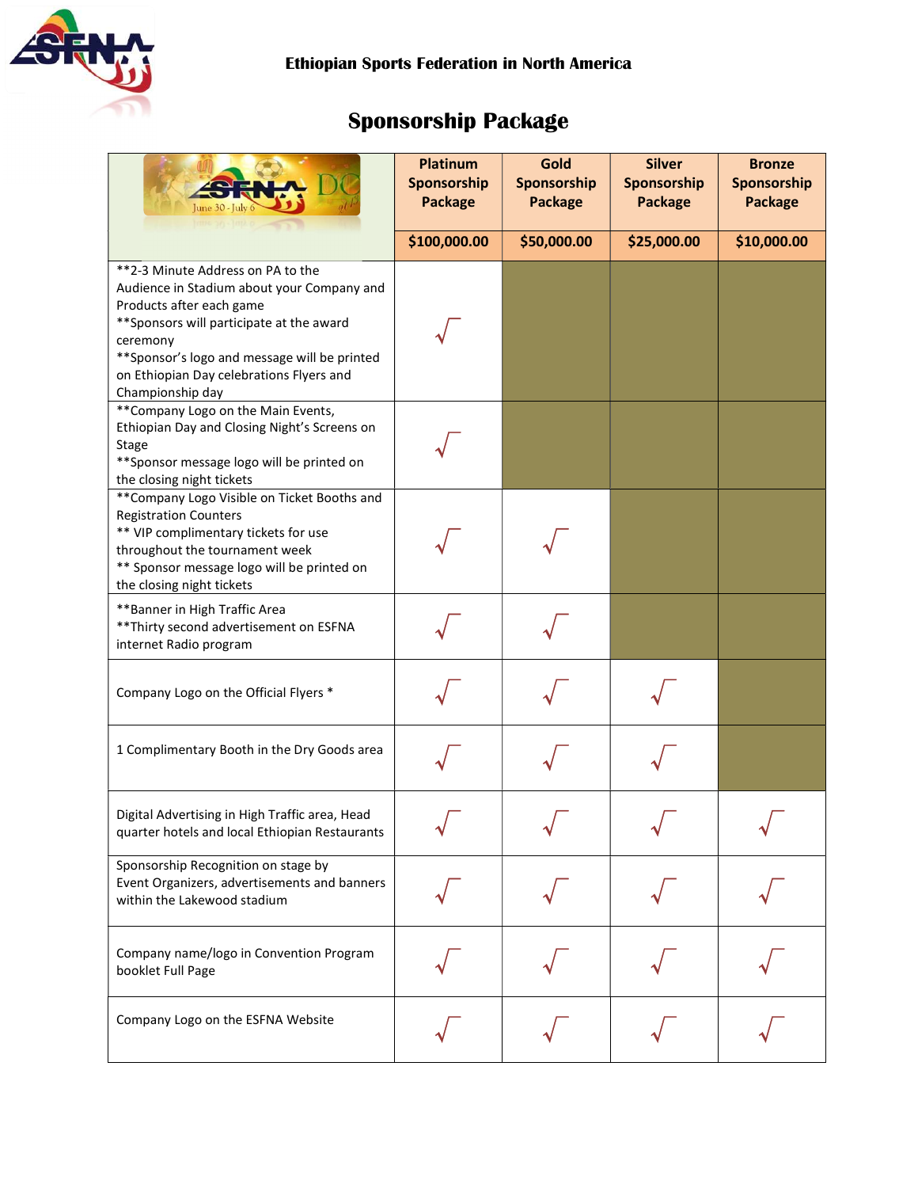Ethiopian Sports Federation in North America

# Sponsorship Package

| | Platinum Sponsorship Package | Gold Sponsorship Package | Silver Sponsorship Package | Bronze Sponsorship Package |
|---|---|---|---|---|
| | $100,000.00 | $50,000.00 | $25,000.00 | $10,000.00 |
| **2-3 Minute Address on PA to the Audience in Stadium about your Company and Products after each game **Sponsors will participate at the award ceremony **Sponsor's logo and message will be printed on Ethiopian Day celebrations Flyers and Championship day | √ | | | |
| **Company Logo on the Main Events, Ethiopian Day and Closing Night's Screens on Stage **Sponsor message logo will be printed on the closing night tickets | √ | | | |
| **Company Logo Visible on Ticket Booths and Registration Counters ** VIP complimentary tickets for use throughout the tournament week ** Sponsor message logo will be printed on the closing night tickets | √ | √ | | |
| **Banner in High Traffic Area **Thirty second advertisement on ESFNA internet Radio program | √ | √ | | |
| Company Logo on the Official Flyers * | √ | √ | √ | |
| 1 Complimentary Booth in the Dry Goods area | √ | √ | √ | |
| Digital Advertising in High Traffic area, Head quarter hotels and local Ethiopian Restaurants | √ | √ | √ | √ |
| Sponsorship Recognition on stage by Event Organizers, advertisements and banners within the Lakewood stadium | √ | √ | √ | √ |
| Company name/logo in Convention Program booklet Full Page | √ | √ | √ | √ |
| Company Logo on the ESFNA Website | √ | √ | √ | √ |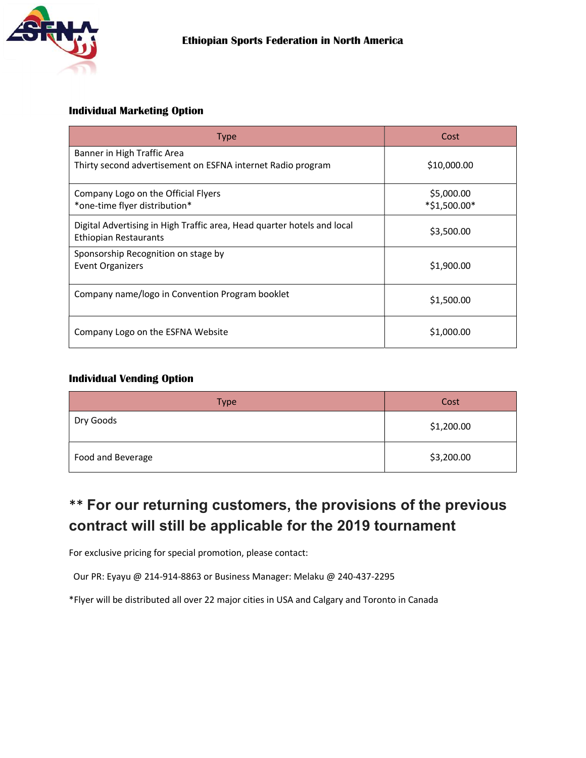**Ethiopian Sports Federation in North America**

### Individual Marketing Option

| Type | Cost |
|---|---|
| Banner in High Traffic Area<br>Thirty second advertisement on ESFNA internet Radio program | $10,000.00 |
| Company Logo on the Official Flyers<br>*one-time flyer distribution* | $5,000.00<br>*$1,500.00* |
| Digital Advertising in High Traffic area, Head quarter hotels and local Ethiopian Restaurants | $3,500.00 |
| Sponsorship Recognition on stage by<br>Event Organizers | $1,900.00 |
| Company name/logo in Convention Program booklet | $1,500.00 |
| Company Logo on the ESFNA Website | $1,000.00 |

### Individual Vending Option

| Type | Cost |
|---|---|
| Dry Goods | $1,200.00 |
| Food and Beverage | $3,200.00 |

## ** For our returning customers, the provisions of the previous contract will still be applicable for the 2019 tournament

For exclusive pricing for special promotion, please contact:

Our PR: Eyayu @ 214-914-8863 or Business Manager: Melaku @ 240-437-2295

*Flyer will be distributed all over 22 major cities in USA and Calgary and Toronto in Canada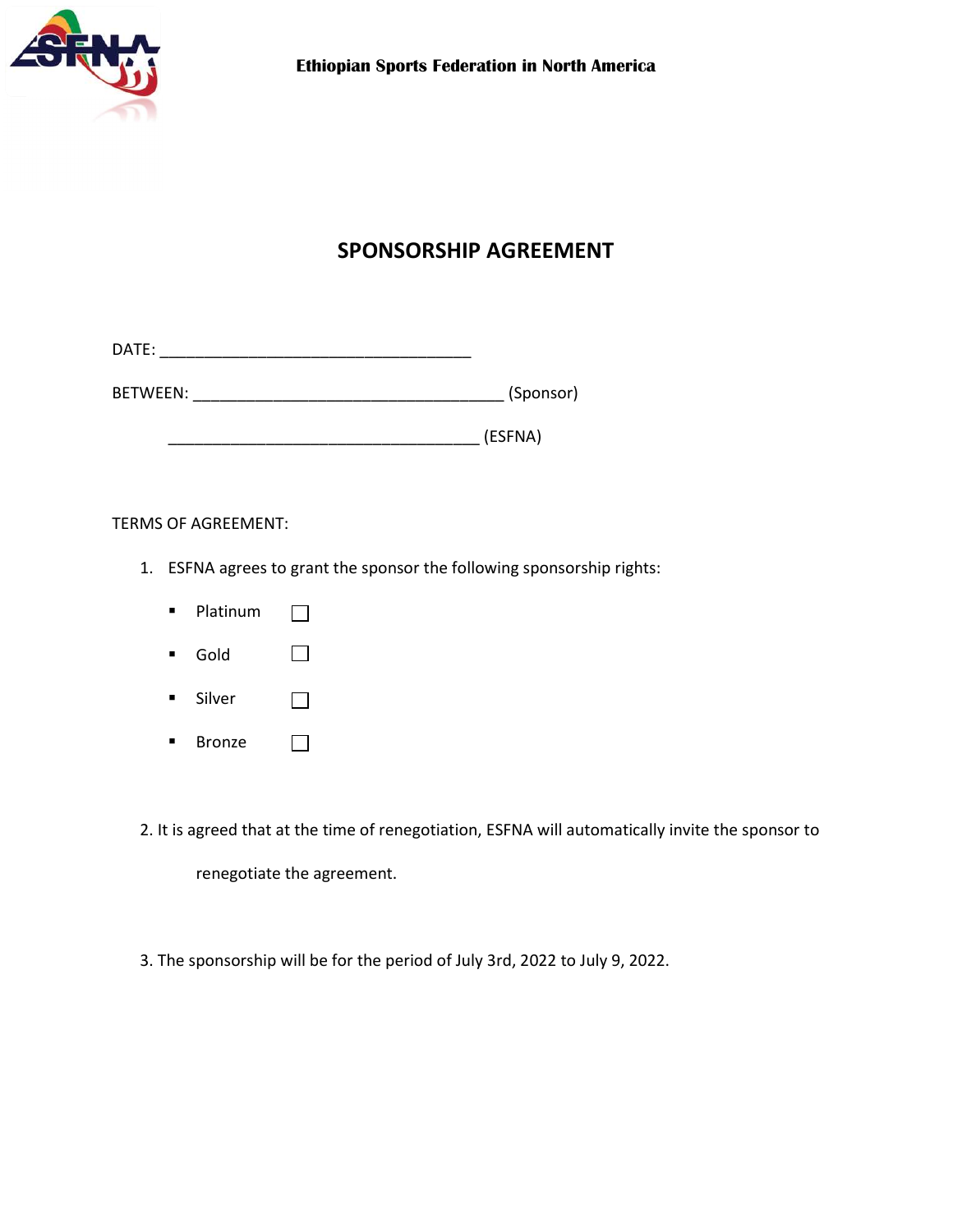**Ethiopian Sports Federation in North America**

# SPONSORSHIP AGREEMENT

DATE: ___________________________________

BETWEEN: ___________________________________ (Sponsor)

___________________________________ (ESFNA)

TERMS OF AGREEMENT:

1. ESFNA agrees to grant the sponsor the following sponsorship rights:
   - Platinum ☐
   - Gold ☐
   - Silver ☐
   - Bronze ☐

2. It is agreed that at the time of renegotiation, ESFNA will automatically invite the sponsor to renegotiate the agreement.

3. The sponsorship will be for the period of July 3rd, 2022 to July 9, 2022.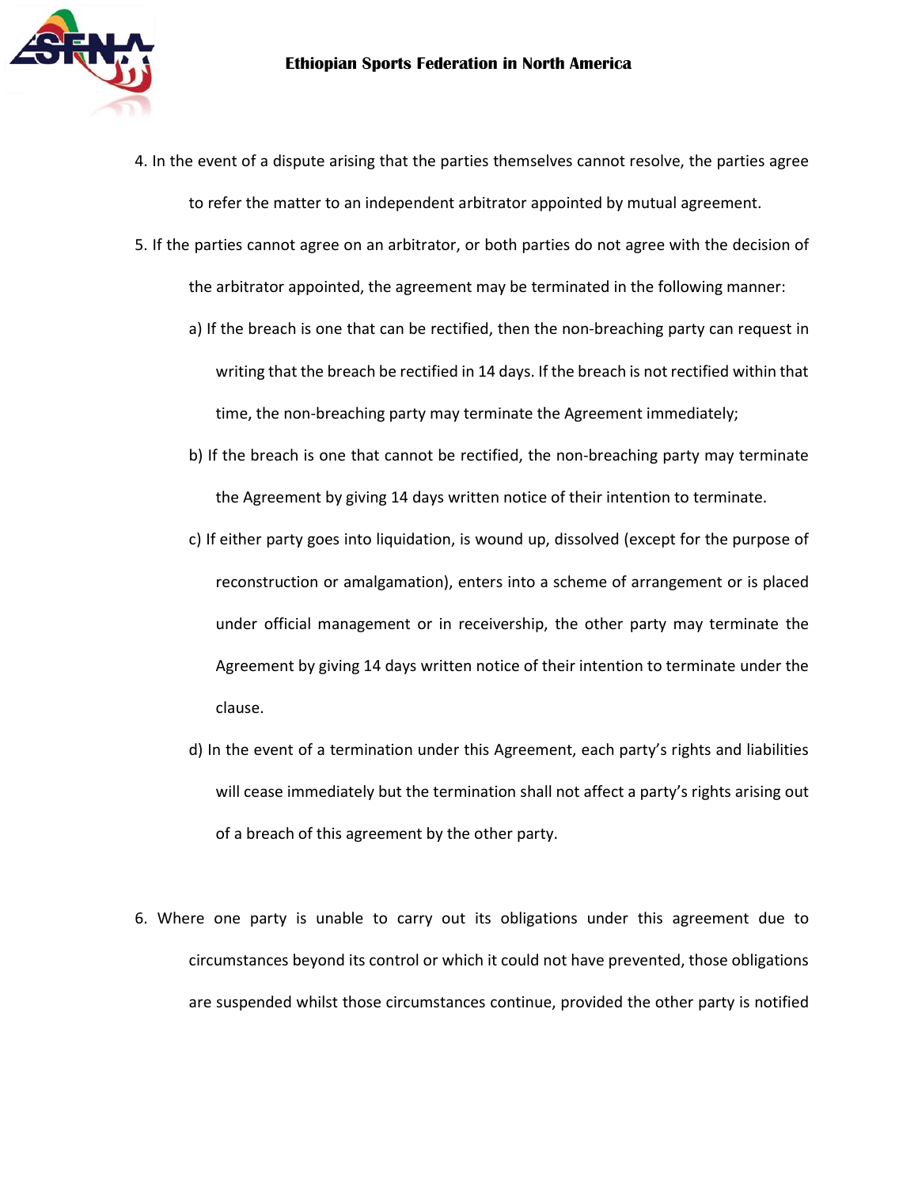4. In the event of a dispute arising that the parties themselves cannot resolve, the parties agree to refer the matter to an independent arbitrator appointed by mutual agreement.
5. If the parties cannot agree on an arbitrator, or both parties do not agree with the decision of the arbitrator appointed, the agreement may be terminated in the following manner:
   a) If the breach is one that can be rectified, then the non-breaching party can request in writing that the breach be rectified in 14 days. If the breach is not rectified within that time, the non-breaching party may terminate the Agreement immediately;
   b) If the breach is one that cannot be rectified, the non-breaching party may terminate the Agreement by giving 14 days written notice of their intention to terminate.
   c) If either party goes into liquidation, is wound up, dissolved (except for the purpose of reconstruction or amalgamation), enters into a scheme of arrangement or is placed under official management or in receivership, the other party may terminate the Agreement by giving 14 days written notice of their intention to terminate under the clause.
   d) In the event of a termination under this Agreement, each party's rights and liabilities will cease immediately but the termination shall not affect a party's rights arising out of a breach of this agreement by the other party.

6. Where one party is unable to carry out its obligations under this agreement due to circumstances beyond its control or which it could not have prevented, those obligations are suspended whilst those circumstances continue, provided the other party is notified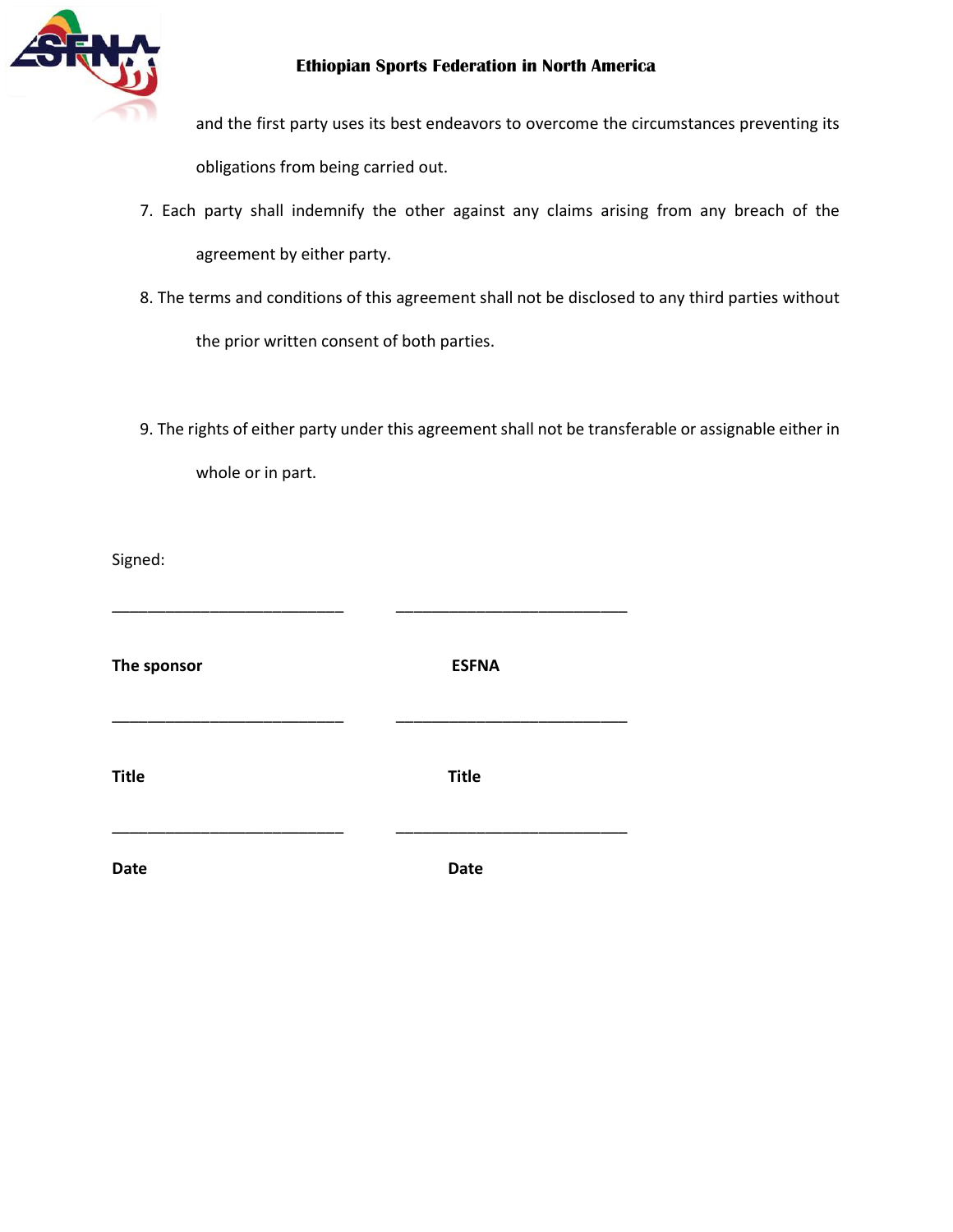and the first party uses its best endeavors to overcome the circumstances preventing its obligations from being carried out.

7. Each party shall indemnify the other against any claims arising from any breach of the agreement by either party.
8. The terms and conditions of this agreement shall not be disclosed to any third parties without the prior written consent of both parties.
9. The rights of either party under this agreement shall not be transferable or assignable either in whole or in part.

Signed:

| | |
|---|---|
| ___________________________ | ___________________________ |
| **The sponsor** | **ESFNA** |
| ___________________________ | ___________________________ |
| **Title** | **Title** |
| ___________________________ | ___________________________ |
| **Date** | **Date** |